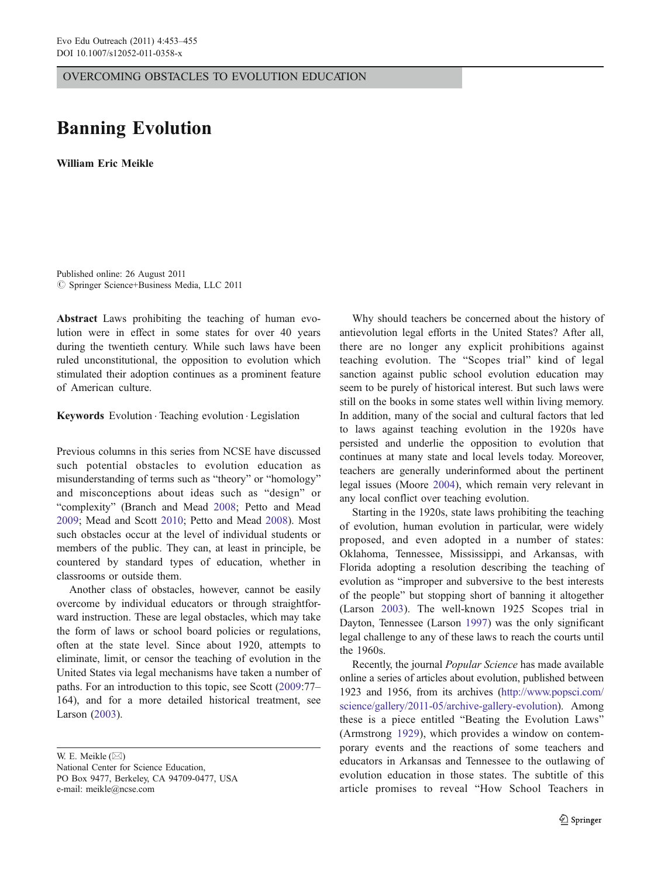OVERCOMING OBSTACLES TO EVOLUTION EDUCATION

# Banning Evolution

**William Eric Meikle**

Published online: 26 August 2011
© Springer Science+Business Media, LLC 2011

**Abstract** Laws prohibiting the teaching of human evolution were in effect in some states for over 40 years during the twentieth century. While such laws have been ruled unconstitutional, the opposition to evolution which stimulated their adoption continues as a prominent feature of American culture.

**Keywords** Evolution · Teaching evolution · Legislation

Previous columns in this series from NCSE have discussed such potential obstacles to evolution education as misunderstanding of terms such as "theory" or "homology" and misconceptions about ideas such as "design" or "complexity" (Branch and Mead 2008; Petto and Mead 2009; Mead and Scott 2010; Petto and Mead 2008). Most such obstacles occur at the level of individual students or members of the public. They can, at least in principle, be countered by standard types of education, whether in classrooms or outside them.

Another class of obstacles, however, cannot be easily overcome by individual educators or through straightforward instruction. These are legal obstacles, which may take the form of laws or school board policies or regulations, often at the state level. Since about 1920, attempts to eliminate, limit, or censor the teaching of evolution in the United States via legal mechanisms have taken a number of paths. For an introduction to this topic, see Scott (2009:77–164), and for a more detailed historical treatment, see Larson (2003).

W. E. Meikle (✉)
National Center for Science Education,
PO Box 9477, Berkeley, CA 94709-0477, USA
e-mail: meikle@ncse.com

Why should teachers be concerned about the history of antievolution legal efforts in the United States? After all, there are no longer any explicit prohibitions against teaching evolution. The "Scopes trial" kind of legal sanction against public school evolution education may seem to be purely of historical interest. But such laws were still on the books in some states well within living memory. In addition, many of the social and cultural factors that led to laws against teaching evolution in the 1920s have persisted and underlie the opposition to evolution that continues at many state and local levels today. Moreover, teachers are generally underinformed about the pertinent legal issues (Moore 2004), which remain very relevant in any local conflict over teaching evolution.

Starting in the 1920s, state laws prohibiting the teaching of evolution, human evolution in particular, were widely proposed, and even adopted in a number of states: Oklahoma, Tennessee, Mississippi, and Arkansas, with Florida adopting a resolution describing the teaching of evolution as "improper and subversive to the best interests of the people" but stopping short of banning it altogether (Larson 2003). The well-known 1925 Scopes trial in Dayton, Tennessee (Larson 1997) was the only significant legal challenge to any of these laws to reach the courts until the 1960s.

Recently, the journal *Popular Science* has made available online a series of articles about evolution, published between 1923 and 1956, from its archives (http://www.popsci.com/science/gallery/2011-05/archive-gallery-evolution). Among these is a piece entitled "Beating the Evolution Laws" (Armstrong 1929), which provides a window on contemporary events and the reactions of some teachers and educators in Arkansas and Tennessee to the outlawing of evolution education in those states. The subtitle of this article promises to reveal "How School Teachers in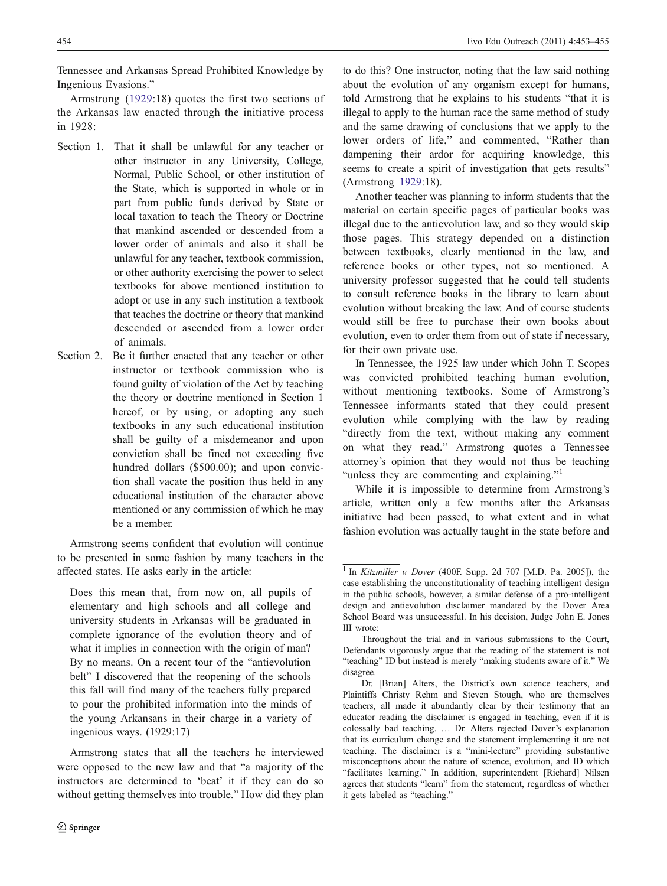Tennessee and Arkansas Spread Prohibited Knowledge by Ingenious Evasions."

Armstrong (1929:18) quotes the first two sections of the Arkansas law enacted through the initiative process in 1928:

Section 1. That it shall be unlawful for any teacher or other instructor in any University, College, Normal, Public School, or other institution of the State, which is supported in whole or in part from public funds derived by State or local taxation to teach the Theory or Doctrine that mankind ascended or descended from a lower order of animals and also it shall be unlawful for any teacher, textbook commission, or other authority exercising the power to select textbooks for above mentioned institution to adopt or use in any such institution a textbook that teaches the doctrine or theory that mankind descended or ascended from a lower order of animals.

Section 2. Be it further enacted that any teacher or other instructor or textbook commission who is found guilty of violation of the Act by teaching the theory or doctrine mentioned in Section 1 hereof, or by using, or adopting any such textbooks in any such educational institution shall be guilty of a misdemeanor and upon conviction shall be fined not exceeding five hundred dollars ($500.00); and upon conviction shall vacate the position thus held in any educational institution of the character above mentioned or any commission of which he may be a member.

Armstrong seems confident that evolution will continue to be presented in some fashion by many teachers in the affected states. He asks early in the article:

> Does this mean that, from now on, all pupils of elementary and high schools and all college and university students in Arkansas will be graduated in complete ignorance of the evolution theory and of what it implies in connection with the origin of man? By no means. On a recent tour of the "antievolution belt" I discovered that the reopening of the schools this fall will find many of the teachers fully prepared to pour the prohibited information into the minds of the young Arkansans in their charge in a variety of ingenious ways. (1929:17)

Armstrong states that all the teachers he interviewed were opposed to the new law and that "a majority of the instructors are determined to 'beat' it if they can do so without getting themselves into trouble." How did they plan to do this? One instructor, noting that the law said nothing about the evolution of any organism except for humans, told Armstrong that he explains to his students "that it is illegal to apply to the human race the same method of study and the same drawing of conclusions that we apply to the lower orders of life," and commented, "Rather than dampening their ardor for acquiring knowledge, this seems to create a spirit of investigation that gets results" (Armstrong 1929:18).

Another teacher was planning to inform students that the material on certain specific pages of particular books was illegal due to the antievolution law, and so they would skip those pages. This strategy depended on a distinction between textbooks, clearly mentioned in the law, and reference books or other types, not so mentioned. A university professor suggested that he could tell students to consult reference books in the library to learn about evolution without breaking the law. And of course students would still be free to purchase their own books about evolution, even to order them from out of state if necessary, for their own private use.

In Tennessee, the 1925 law under which John T. Scopes was convicted prohibited teaching human evolution, without mentioning textbooks. Some of Armstrong's Tennessee informants stated that they could present evolution while complying with the law by reading "directly from the text, without making any comment on what they read." Armstrong quotes a Tennessee attorney's opinion that they would not thus be teaching "unless they are commenting and explaining."[1]

While it is impossible to determine from Armstrong's article, written only a few months after the Arkansas initiative had been passed, to what extent and in what fashion evolution was actually taught in the state before and

---

[1] In *Kitzmiller v. Dover* (400F. Supp. 2d 707 [M.D. Pa. 2005]), the case establishing the unconstitutionality of teaching intelligent design in the public schools, however, a similar defense of a pro-intelligent design and antievolution disclaimer mandated by the Dover Area School Board was unsuccessful. In his decision, Judge John E. Jones III wrote:

> Throughout the trial and in various submissions to the Court, Defendants vigorously argue that the reading of the statement is not "teaching" ID but instead is merely "making students aware of it." We disagree.
>
> Dr. [Brian] Alters, the District's own science teachers, and Plaintiffs Christy Rehm and Steven Stough, who are themselves teachers, all made it abundantly clear by their testimony that an educator reading the disclaimer is engaged in teaching, even if it is colossally bad teaching. … Dr. Alters rejected Dover's explanation that its curriculum change and the statement implementing it are not teaching. The disclaimer is a "mini-lecture" providing substantive misconceptions about the nature of science, evolution, and ID which "facilitates learning." In addition, superintendent [Richard] Nilsen agrees that students "learn" from the statement, regardless of whether it gets labeled as "teaching."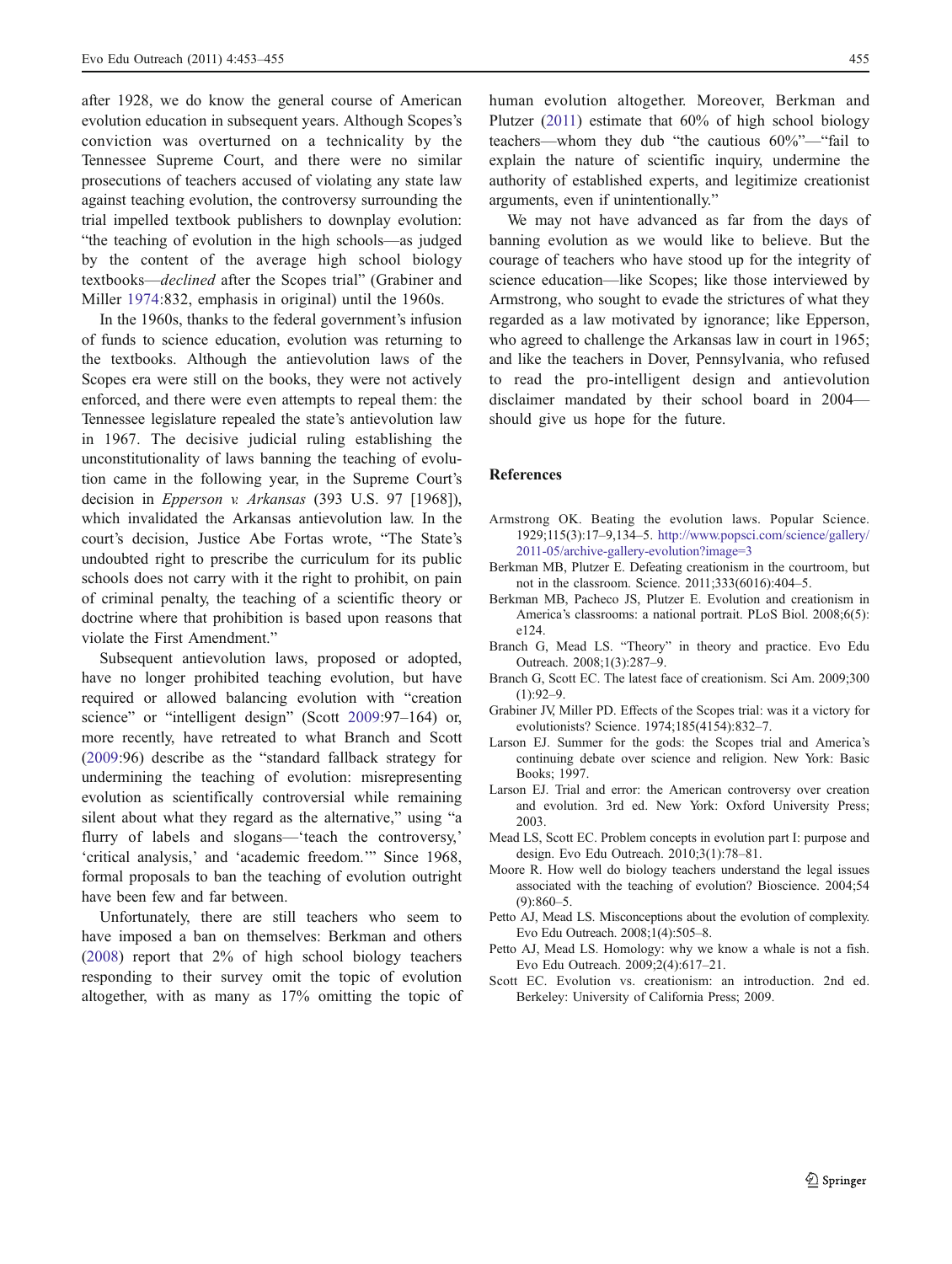after 1928, we do know the general course of American evolution education in subsequent years. Although Scopes's conviction was overturned on a technicality by the Tennessee Supreme Court, and there were no similar prosecutions of teachers accused of violating any state law against teaching evolution, the controversy surrounding the trial impelled textbook publishers to downplay evolution: "the teaching of evolution in the high schools—as judged by the content of the average high school biology textbooks—*declined* after the Scopes trial" (Grabiner and Miller 1974:832, emphasis in original) until the 1960s.

In the 1960s, thanks to the federal government's infusion of funds to science education, evolution was returning to the textbooks. Although the antievolution laws of the Scopes era were still on the books, they were not actively enforced, and there were even attempts to repeal them: the Tennessee legislature repealed the state's antievolution law in 1967. The decisive judicial ruling establishing the unconstitutionality of laws banning the teaching of evolution came in the following year, in the Supreme Court's decision in *Epperson v. Arkansas* (393 U.S. 97 [1968]), which invalidated the Arkansas antievolution law. In the court's decision, Justice Abe Fortas wrote, "The State's undoubted right to prescribe the curriculum for its public schools does not carry with it the right to prohibit, on pain of criminal penalty, the teaching of a scientific theory or doctrine where that prohibition is based upon reasons that violate the First Amendment."

Subsequent antievolution laws, proposed or adopted, have no longer prohibited teaching evolution, but have required or allowed balancing evolution with "creation science" or "intelligent design" (Scott 2009:97–164) or, more recently, have retreated to what Branch and Scott (2009:96) describe as the "standard fallback strategy for undermining the teaching of evolution: misrepresenting evolution as scientifically controversial while remaining silent about what they regard as the alternative," using "a flurry of labels and slogans—'teach the controversy,' 'critical analysis,' and 'academic freedom.'" Since 1968, formal proposals to ban the teaching of evolution outright have been few and far between.

Unfortunately, there are still teachers who seem to have imposed a ban on themselves: Berkman and others (2008) report that 2% of high school biology teachers responding to their survey omit the topic of evolution altogether, with as many as 17% omitting the topic of human evolution altogether. Moreover, Berkman and Plutzer (2011) estimate that 60% of high school biology teachers—whom they dub "the cautious 60%"—"fail to explain the nature of scientific inquiry, undermine the authority of established experts, and legitimize creationist arguments, even if unintentionally."

We may not have advanced as far from the days of banning evolution as we would like to believe. But the courage of teachers who have stood up for the integrity of science education—like Scopes; like those interviewed by Armstrong, who sought to evade the strictures of what they regarded as a law motivated by ignorance; like Epperson, who agreed to challenge the Arkansas law in court in 1965; and like the teachers in Dover, Pennsylvania, who refused to read the pro-intelligent design and antievolution disclaimer mandated by their school board in 2004—should give us hope for the future.

## References

- Armstrong OK. Beating the evolution laws. Popular Science. 1929;115(3):17–9,134–5. http://www.popsci.com/science/gallery/2011-05/archive-gallery-evolution?image=3
- Berkman MB, Plutzer E. Defeating creationism in the courtroom, but not in the classroom. Science. 2011;333(6016):404–5.
- Berkman MB, Pacheco JS, Plutzer E. Evolution and creationism in America's classrooms: a national portrait. PLoS Biol. 2008;6(5):e124.
- Branch G, Mead LS. "Theory" in theory and practice. Evo Edu Outreach. 2008;1(3):287–9.
- Branch G, Scott EC. The latest face of creationism. Sci Am. 2009;300(1):92–9.
- Grabiner JV, Miller PD. Effects of the Scopes trial: was it a victory for evolutionists? Science. 1974;185(4154):832–7.
- Larson EJ. Summer for the gods: the Scopes trial and America's continuing debate over science and religion. New York: Basic Books; 1997.
- Larson EJ. Trial and error: the American controversy over creation and evolution. 3rd ed. New York: Oxford University Press; 2003.
- Mead LS, Scott EC. Problem concepts in evolution part I: purpose and design. Evo Edu Outreach. 2010;3(1):78–81.
- Moore R. How well do biology teachers understand the legal issues associated with the teaching of evolution? Bioscience. 2004;54(9):860–5.
- Petto AJ, Mead LS. Misconceptions about the evolution of complexity. Evo Edu Outreach. 2008;1(4):505–8.
- Petto AJ, Mead LS. Homology: why we know a whale is not a fish. Evo Edu Outreach. 2009;2(4):617–21.
- Scott EC. Evolution vs. creationism: an introduction. 2nd ed. Berkeley: University of California Press; 2009.